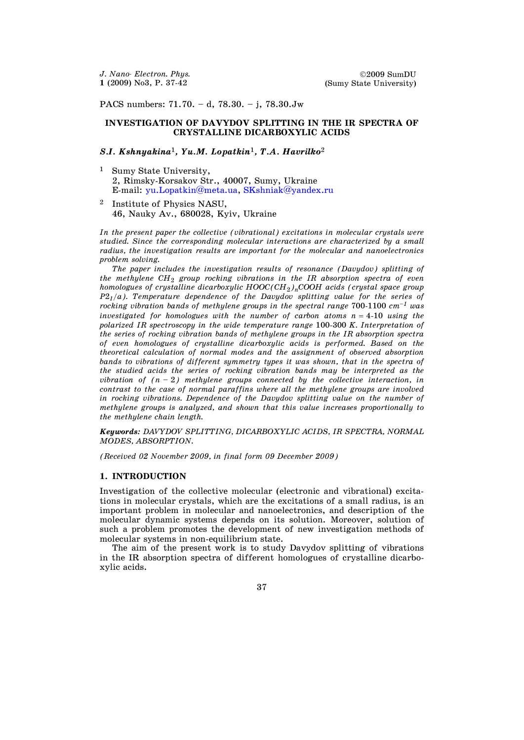PACS numbers: 71.70. – d, 78.30. – j, 78.30.Jw

# INVESTIGATION OF DAVYDOV SPLITTING IN THE IR SPECTRA OF CRYSTALLINE DICARBOXYLIC ACIDS

***S.I. Kshnyakina*[1], *Yu.M. Lopatkin*[1], *T.A. Havrilko*[2]**

[1] Sumy State University,
2, Rimsky-Korsakov Str., 40007, Sumy, Ukraine
E-mail: yu.Lopatkin@meta.ua, SKshniak@yandex.ru

[2] Institute of Physics NASU,
46, Nauky Av., 680028, Kyiv, Ukraine

*In the present paper the collective (vibrational) excitations in molecular crystals were studied. Since the corresponding molecular interactions are characterized by a small radius, the investigation results are important for the molecular and nanoelectronics problem solving.*

*The paper includes the investigation results of resonance (Davydov) splitting of the methylene $CH_2$ group rocking vibrations in the IR absorption spectra of even homologues of crystalline dicarboxylic $HOOC(CH_2)_nCOOH$ acids (crystal space group $P2_1/a$). Temperature dependence of the Davydov splitting value for the series of rocking vibration bands of methylene groups in the spectral range* 700-1100 *$cm^{-1}$ was investigated for homologues with the number of carbon atoms $n$ =* 4-10 *using the polarized IR spectroscopy in the wide temperature range* 100-300 *K. Interpretation of the series of rocking vibration bands of methylene groups in the IR absorption spectra of even homologues of crystalline dicarboxylic acids is performed. Based on the theoretical calculation of normal modes and the assignment of observed absorption bands to vibrations of different symmetry types it was shown, that in the spectra of the studied acids the series of rocking vibration bands may be interpreted as the vibration of $(n-2)$ methylene groups connected by the collective interaction, in contrast to the case of normal paraffins where all the methylene groups are involved in rocking vibrations. Dependence of the Davydov splitting value on the number of methylene groups is analyzed, and shown that this value increases proportionally to the methylene chain length.*

***Keywords:** DAVYDOV SPLITTING, DICARBOXYLIC ACIDS, IR SPECTRA, NORMAL MODES, ABSORPTION.*

*(Received 02 November 2009, in final form 09 December 2009)*

## 1. INTRODUCTION

Investigation of the collective molecular (electronic and vibrational) excitations in molecular crystals, which are the excitations of a small radius, is an important problem in molecular and nanoelectronics, and description of the molecular dynamic systems depends on its solution. Moreover, solution of such a problem promotes the development of new investigation methods of molecular systems in non-equilibrium state.

The aim of the present work is to study Davydov splitting of vibrations in the IR absorption spectra of different homologues of crystalline dicarboxylic acids.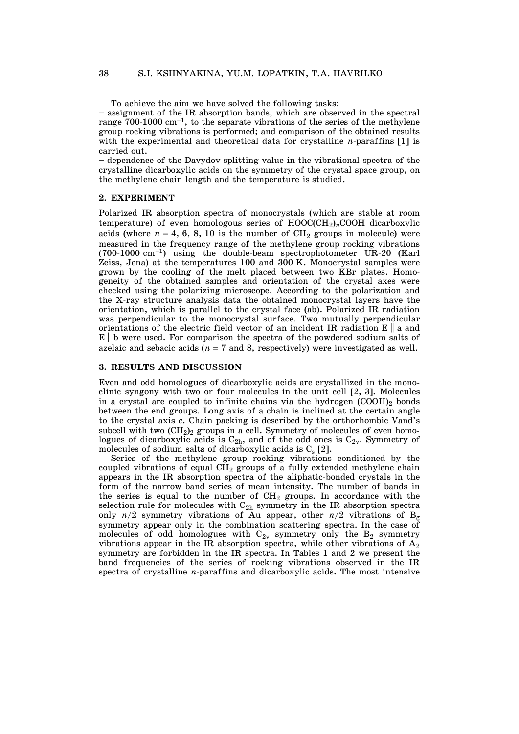To achieve the aim we have solved the following tasks:

– assignment of the IR absorption bands, which are observed in the spectral range 700-1000 $cm^{-1}$, to the separate vibrations of the series of the methylene group rocking vibrations is performed; and comparison of the obtained results with the experimental and theoretical data for crystalline *n*-paraffins [1] is carried out.

– dependence of the Davydov splitting value in the vibrational spectra of the crystalline dicarboxylic acids on the symmetry of the crystal space group, on the methylene chain length and the temperature is studied.

## 2. EXPERIMENT

Polarized IR absorption spectra of monocrystals (which are stable at room temperature) of even homologous series of $HOOC(CH_2)_nCOOH$ dicarboxylic acids (where $n = 4, 6, 8, 10$ is the number of $CH_2$ groups in molecule) were measured in the frequency range of the methylene group rocking vibrations (700-1000 $cm^{-1}$) using the double-beam spectrophotometer UR-20 (Karl Zeiss, Jena) at the temperatures 100 and 300 K. Monocrystal samples were grown by the cooling of the melt placed between two KBr plates. Homogeneity of the obtained samples and orientation of the crystal axes were checked using the polarizing microscope. According to the polarization and the X-ray structure analysis data the obtained monocrystal layers have the orientation, which is parallel to the crystal face (ab). Polarized IR radiation was perpendicular to the monocrystal surface. Two mutually perpendicular orientations of the electric field vector of an incident IR radiation $E \parallel a$ and $E \parallel b$ were used. For comparison the spectra of the powdered sodium salts of azelaic and sebacic acids ($n = 7$ and 8, respectively) were investigated as well.

## 3. RESULTS AND DISCUSSION

Even and odd homologues of dicarboxylic acids are crystallized in the monoclinic syngony with two or four molecules in the unit cell [2, 3]. Molecules in a crystal are coupled to infinite chains via the hydrogen $(COOH)_2$ bonds between the end groups. Long axis of a chain is inclined at the certain angle to the crystal axis *c*. Chain packing is described by the orthorhombic Vand's subcell with two $(CH_2)_2$ groups in a cell. Symmetry of molecules of even homologues of dicarboxylic acids is $C_{2h}$, and of the odd ones is $C_{2v}$. Symmetry of molecules of sodium salts of dicarboxylic acids is $C_s$ [2].

Series of the methylene group rocking vibrations conditioned by the coupled vibrations of equal $CH_2$ groups of a fully extended methylene chain appears in the IR absorption spectra of the aliphatic-bonded crystals in the form of the narrow band series of mean intensity. The number of bands in the series is equal to the number of $CH_2$ groups. In accordance with the selection rule for molecules with $C_{2h}$ symmetry in the IR absorption spectra only $n/2$ symmetry vibrations of $A_u$ appear, other $n/2$ vibrations of $B_g$ symmetry appear only in the combination scattering spectra. In the case of molecules of odd homologues with $C_{2v}$ symmetry only the $B_2$ symmetry vibrations appear in the IR absorption spectra, while other vibrations of $A_2$ symmetry are forbidden in the IR spectra. In Tables 1 and 2 we present the band frequencies of the series of rocking vibrations observed in the IR spectra of crystalline *n*-paraffins and dicarboxylic acids. The most intensive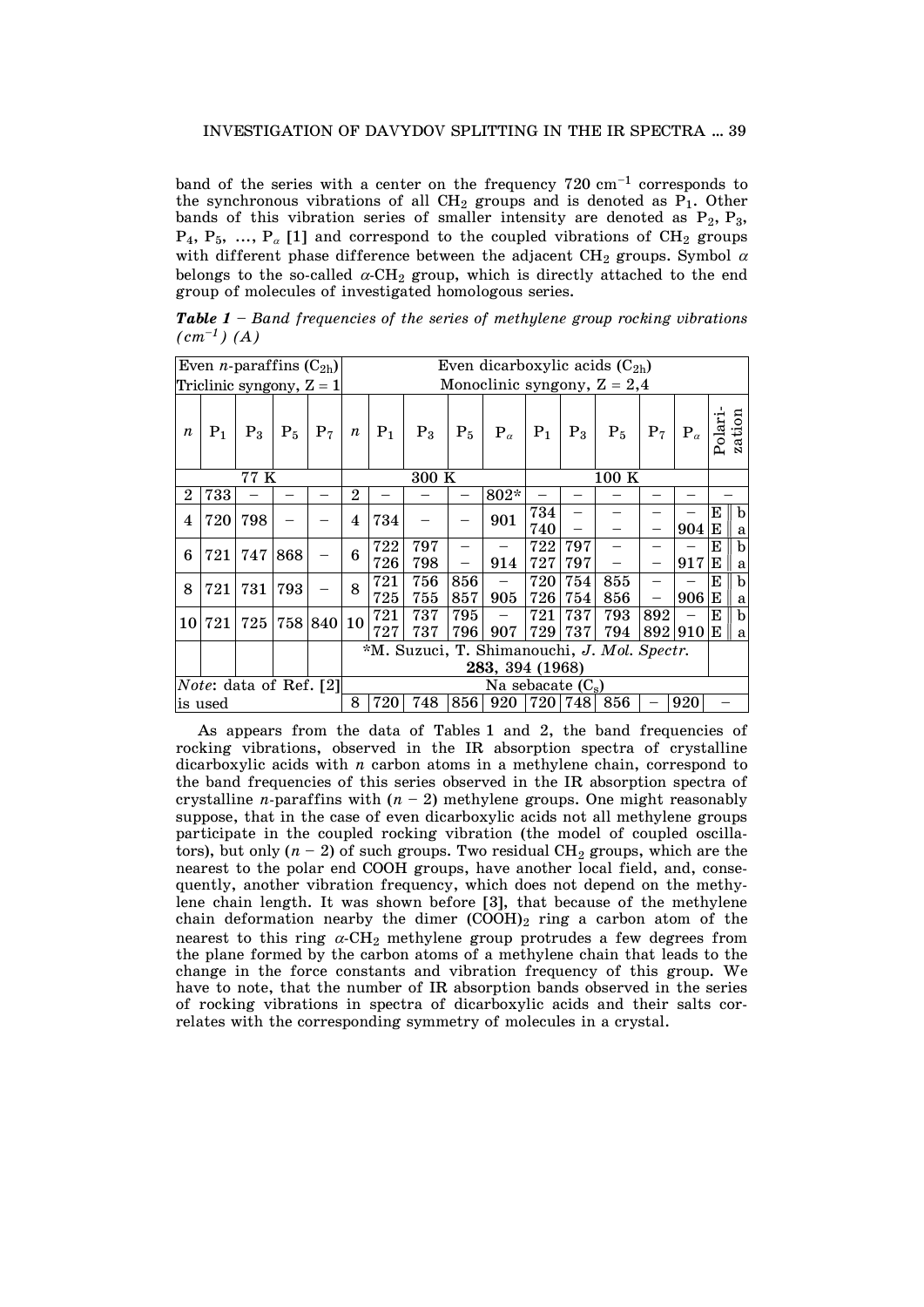band of the series with a center on the frequency 720 cm$^{-1}$ corresponds to the synchronous vibrations of all $CH_2$ groups and is denoted as $P_1$. Other bands of this vibration series of smaller intensity are denoted as $P_2$, $P_3$, $P_4$, $P_5$, ..., $P_\alpha$ [1] and correspond to the coupled vibrations of $CH_2$ groups with different phase difference between the adjacent $CH_2$ groups. Symbol $\alpha$ belongs to the so-called $\alpha$-$CH_2$ group, which is directly attached to the end group of molecules of investigated homologous series.

***Table 1*** *– Band frequencies of the series of methylene group rocking vibrations (cm$^{-1}$) (A)*

| Even *n*-paraffins ($C_{2h}$) Triclinic syngony, Z = 1 | | | | | Even dicarboxylic acids ($C_{2h}$) Monoclinic syngony, Z = 2,4 | | | | | | | | | | |
|---|---|---|---|---|---|---|---|---|---|---|---|---|---|---|---|
| *n* | $P_1$ | $P_3$ | $P_5$ | $P_7$ | *n* | $P_1$ | $P_3$ | $P_5$ | $P_\alpha$ | $P_1$ | $P_3$ | $P_5$ | $P_7$ | $P_\alpha$ | Polarization |
| | 77 K | | | | | 300 K | | | | 100 K | | | | | |
| 2 | 733 | – | – | – | 2 | – | – | – | 802* | – | – | – | – | – | – |
| 4 | 720 | 798 | – | – | 4 | 734 | – | – | 901 | 734 | – | – | – | – | E ‖ b |
| | | | | | | | | | | 740 | – | – | – | 904 | E ‖ a |
| 6 | 721 | 747 | 868 | – | 6 | 722 | 797 | – | – | 722 | 797 | – | – | – | E ‖ b |
| | | | | | | 726 | 798 | – | 914 | 727 | 797 | – | – | 917 | E ‖ a |
| 8 | 721 | 731 | 793 | – | 8 | 721 | 756 | 856 | – | 720 | 754 | 855 | – | – | E ‖ b |
| | | | | | | 725 | 755 | 857 | 905 | 726 | 754 | 856 | – | 906 | E ‖ a |
| 10 | 721 | 725 | 758 | 840 | 10 | 721 | 737 | 795 | – | 721 | 737 | 793 | 892 | – | E ‖ b |
| | | | | | | 727 | 737 | 796 | 907 | 729 | 737 | 794 | 892 | 910 | E ‖ a |
| | | | | | *M. Suzuci, T. Shimanouchi, *J. Mol. Spectr.* **283**, 394 (1968) | | | | | | | | | | |
| *Note*: data of Ref. [2] is used | | | | | Na sebacate ($C_s$) | | | | | | | | | | |
| | | | | | 8 | 720 | 748 | 856 | 920 | 720 | 748 | 856 | – | 920 | – |

As appears from the data of Tables 1 and 2, the band frequencies of rocking vibrations, observed in the IR absorption spectra of crystalline dicarboxylic acids with *n* carbon atoms in a methylene chain, correspond to the band frequencies of this series observed in the IR absorption spectra of crystalline *n*-paraffins with $(n - 2)$ methylene groups. One might reasonably suppose, that in the case of even dicarboxylic acids not all methylene groups participate in the coupled rocking vibration (the model of coupled oscillators), but only $(n - 2)$ of such groups. Two residual $CH_2$ groups, which are the nearest to the polar end COOH groups, have another local field, and, consequently, another vibration frequency, which does not depend on the methylene chain length. It was shown before [3], that because of the methylene chain deformation nearby the dimer $(COOH)_2$ ring a carbon atom of the nearest to this ring $\alpha$-$CH_2$ methylene group protrudes a few degrees from the plane formed by the carbon atoms of a methylene chain that leads to the change in the force constants and vibration frequency of this group. We have to note, that the number of IR absorption bands observed in the series of rocking vibrations in spectra of dicarboxylic acids and their salts correlates with the corresponding symmetry of molecules in a crystal.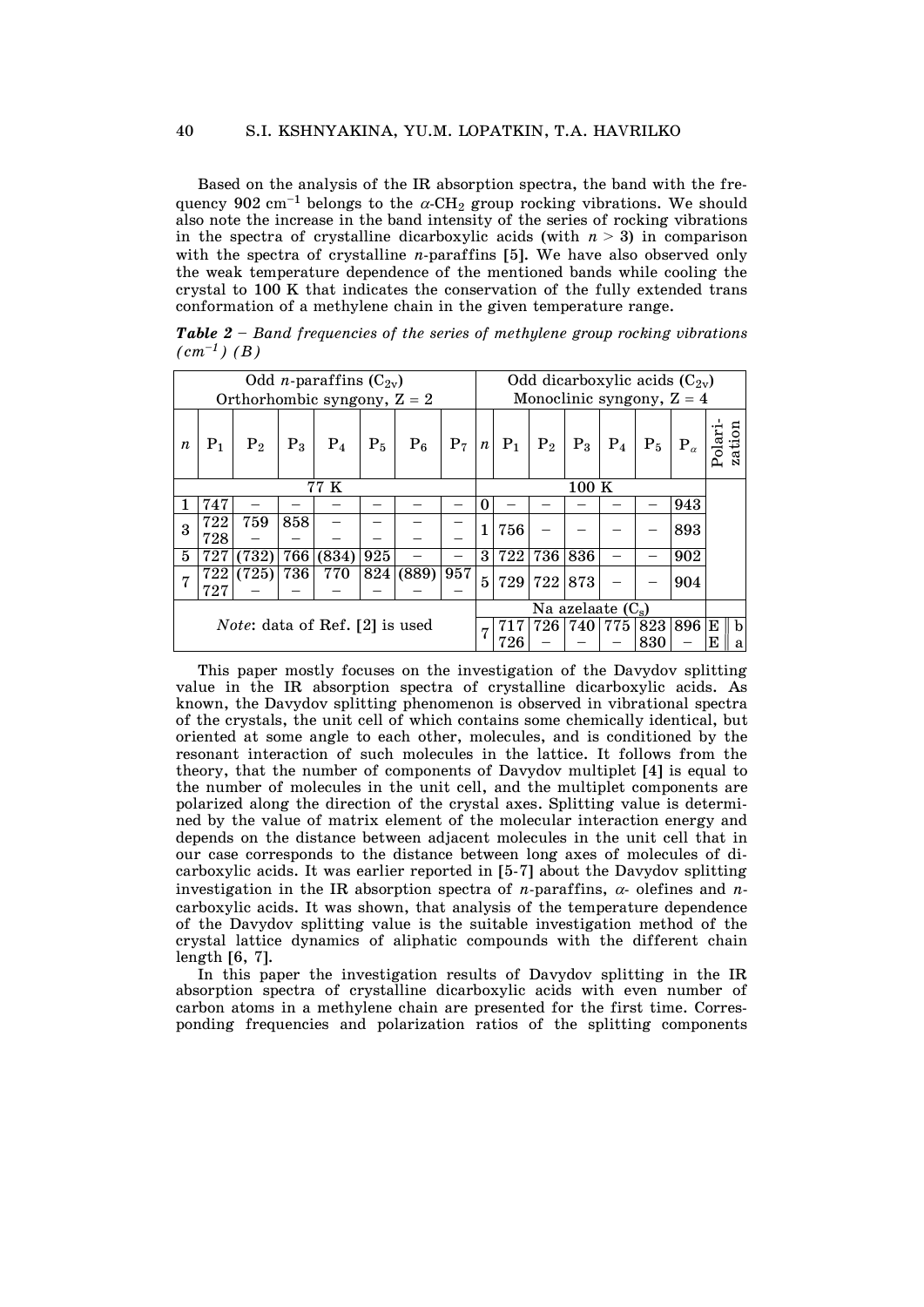Based on the analysis of the IR absorption spectra, the band with the frequency 902 cm$^{-1}$ belongs to the $\alpha$-$CH_2$ group rocking vibrations. We should also note the increase in the band intensity of the series of rocking vibrations in the spectra of crystalline dicarboxylic acids (with $n > 3$) in comparison with the spectra of crystalline *n*-paraffins [5]. We have also observed only the weak temperature dependence of the mentioned bands while cooling the crystal to 100 K that indicates the conservation of the fully extended trans conformation of a methylene chain in the given temperature range.

***Table 2*** *– Band frequencies of the series of methylene group rocking vibrations (cm$^{-1}$) (B)*

| Odd *n*-paraffins ($C_{2v}$) Orthorhombic syngony, Z = 2 | | | | | | | | Odd dicarboxylic acids ($C_{2v}$) Monoclinic syngony, Z = 4 | | | | | | | |
|---|---|---|---|---|---|---|---|---|---|---|---|---|---|---|---|
| *n* | $P_1$ | $P_2$ | $P_3$ | $P_4$ | $P_5$ | $P_6$ | $P_7$ | *n* | $P_1$ | $P_2$ | $P_3$ | $P_4$ | $P_5$ | $P_\alpha$ | Polarization |
| 77 K | | | | | | | | 100 K | | | | | | | |
| 1 | 747 | – | – | – | – | – | – | 0 | – | – | – | – | – | 943 | |
| 3 | 722<br>728 | 759<br>– | 858<br>– | –<br>– | –<br>– | –<br>– | –<br>– | 1 | 756 | – | – | – | – | 893 | |
| 5 | 727 | (732) | 766 | (834) | 925 | – | – | 3 | 722 | 736 | 836 | – | – | 902 | |
| 7 | 722<br>727 | (725)<br>– | 736<br>– | 770<br>– | 824<br>– | (889)<br>– | 957<br>– | 5 | 729 | 722 | 873 | – | – | 904 | |
| *Note*: data of Ref. [2] is used | | | | | | | | Na azelaate ($C_s$) | | | | | | | |
| | | | | | | | | 7 | 717<br>726 | 726<br>– | 740<br>– | 775<br>– | 823<br>830 | 896<br>– | E ∥ b<br>E ∥ a |

This paper mostly focuses on the investigation of the Davydov splitting value in the IR absorption spectra of crystalline dicarboxylic acids. As known, the Davydov splitting phenomenon is observed in vibrational spectra of the crystals, the unit cell of which contains some chemically identical, but oriented at some angle to each other, molecules, and is conditioned by the resonant interaction of such molecules in the lattice. It follows from the theory, that the number of components of Davydov multiplet [4] is equal to the number of molecules in the unit cell, and the multiplet components are polarized along the direction of the crystal axes. Splitting value is determined by the value of matrix element of the molecular interaction energy and depends on the distance between adjacent molecules in the unit cell that in our case corresponds to the distance between long axes of molecules of dicarboxylic acids. It was earlier reported in [5-7] about the Davydov splitting investigation in the IR absorption spectra of *n*-paraffins, $\alpha$- olefines and *n*-carboxylic acids. It was shown, that analysis of the temperature dependence of the Davydov splitting value is the suitable investigation method of the crystal lattice dynamics of aliphatic compounds with the different chain length [6, 7].

In this paper the investigation results of Davydov splitting in the IR absorption spectra of crystalline dicarboxylic acids with even number of carbon atoms in a methylene chain are presented for the first time. Corresponding frequencies and polarization ratios of the splitting components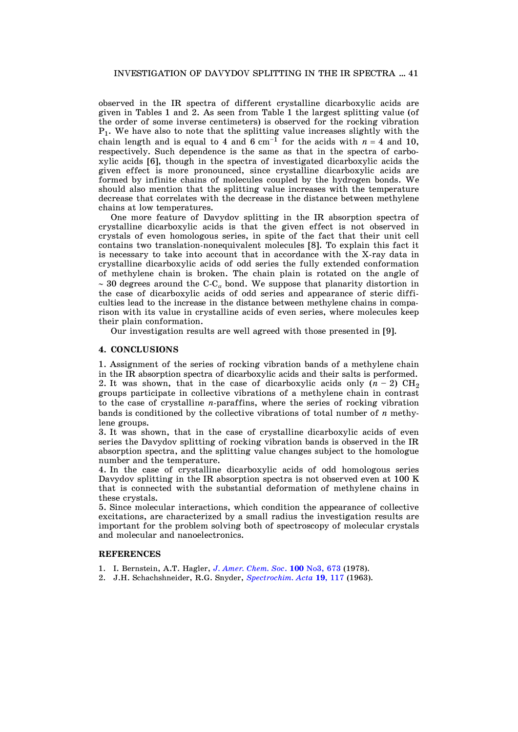observed in the IR spectra of different crystalline dicarboxylic acids are given in Tables 1 and 2. As seen from Table 1 the largest splitting value (of the order of some inverse centimeters) is observed for the rocking vibration $P_1$. We have also to note that the splitting value increases slightly with the chain length and is equal to 4 and 6 $cm^{-1}$ for the acids with $n = 4$ and 10, respectively. Such dependence is the same as that in the spectra of carboxylic acids [6], though in the spectra of investigated dicarboxylic acids the given effect is more pronounced, since crystalline dicarboxylic acids are formed by infinite chains of molecules coupled by the hydrogen bonds. We should also mention that the splitting value increases with the temperature decrease that correlates with the decrease in the distance between methylene chains at low temperatures.

One more feature of Davydov splitting in the IR absorption spectra of crystalline dicarboxylic acids is that the given effect is not observed in crystals of even homologous series, in spite of the fact that their unit cell contains two translation-nonequivalent molecules [8]. To explain this fact it is necessary to take into account that in accordance with the X-ray data in crystalline dicarboxylic acids of odd series the fully extended conformation of methylene chain is broken. The chain plain is rotated on the angle of ~ 30 degrees around the C-$C_\alpha$ bond. We suppose that planarity distortion in the case of dicarboxylic acids of odd series and appearance of steric difficulties lead to the increase in the distance between methylene chains in comparison with its value in crystalline acids of even series, where molecules keep their plain conformation.

Our investigation results are well agreed with those presented in [9].

## 4. CONCLUSIONS

1. Assignment of the series of rocking vibration bands of a methylene chain in the IR absorption spectra of dicarboxylic acids and their salts is performed.
2. It was shown, that in the case of dicarboxylic acids only $(n - 2)$ $CH_2$ groups participate in collective vibrations of a methylene chain in contrast to the case of crystalline *n*-paraffins, where the series of rocking vibration bands is conditioned by the collective vibrations of total number of *n* methylene groups.
3. It was shown, that in the case of crystalline dicarboxylic acids of even series the Davydov splitting of rocking vibration bands is observed in the IR absorption spectra, and the splitting value changes subject to the homologue number and the temperature.
4. In the case of crystalline dicarboxylic acids of odd homologous series Davydov splitting in the IR absorption spectra is not observed even at 100 K that is connected with the substantial deformation of methylene chains in these crystals.
5. Since molecular interactions, which condition the appearance of collective excitations, are characterized by a small radius the investigation results are important for the problem solving both of spectroscopy of molecular crystals and molecular and nanoelectronics.

## REFERENCES

1. I. Bernstein, A.T. Hagler, *J. Amer. Chem. Soc.* **100** No3, 673 (1978).
2. J.H. Schachshneider, R.G. Snyder, *Spectrochim. Acta* **19**, 117 (1963).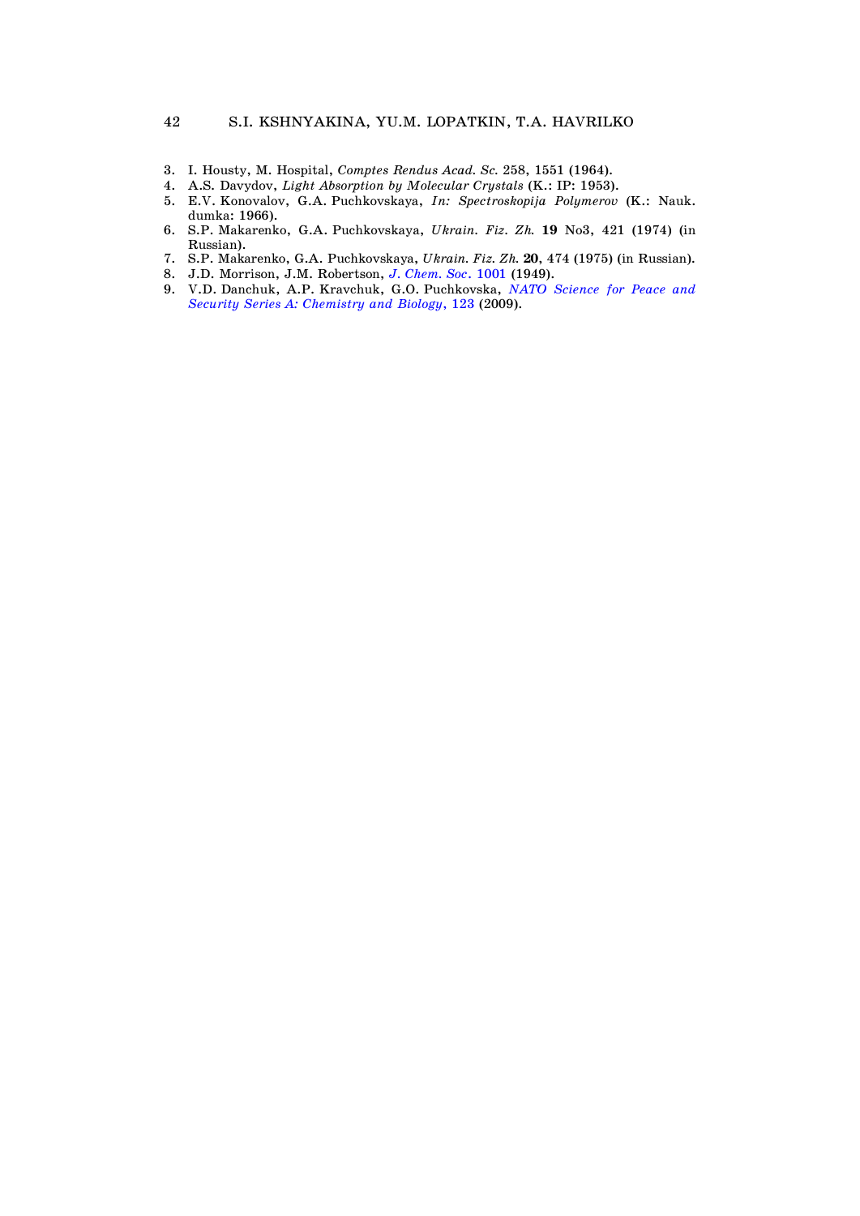3. I. Housty, M. Hospital, *Comptes Rendus Acad. Sc.* 258, 1551 (1964).
4. A.S. Davydov, *Light Absorption by Molecular Crystals* (K.: IP: 1953).
5. E.V. Konovalov, G.A. Puchkovskaya, *In: Spectroskopija Polymerov* (K.: Nauk. dumka: 1966).
6. S.P. Makarenko, G.A. Puchkovskaya, *Ukrain. Fiz. Zh.* **19** No3, 421 (1974) (in Russian).
7. S.P. Makarenko, G.A. Puchkovskaya, *Ukrain. Fiz. Zh.* **20**, 474 (1975) (in Russian).
8. J.D. Morrison, J.M. Robertson, *J. Chem. Soc.* 1001 (1949).
9. V.D. Danchuk, A.P. Kravchuk, G.O. Puchkovska, *NATO Science for Peace and Security Series A: Chemistry and Biology*, 123 (2009).